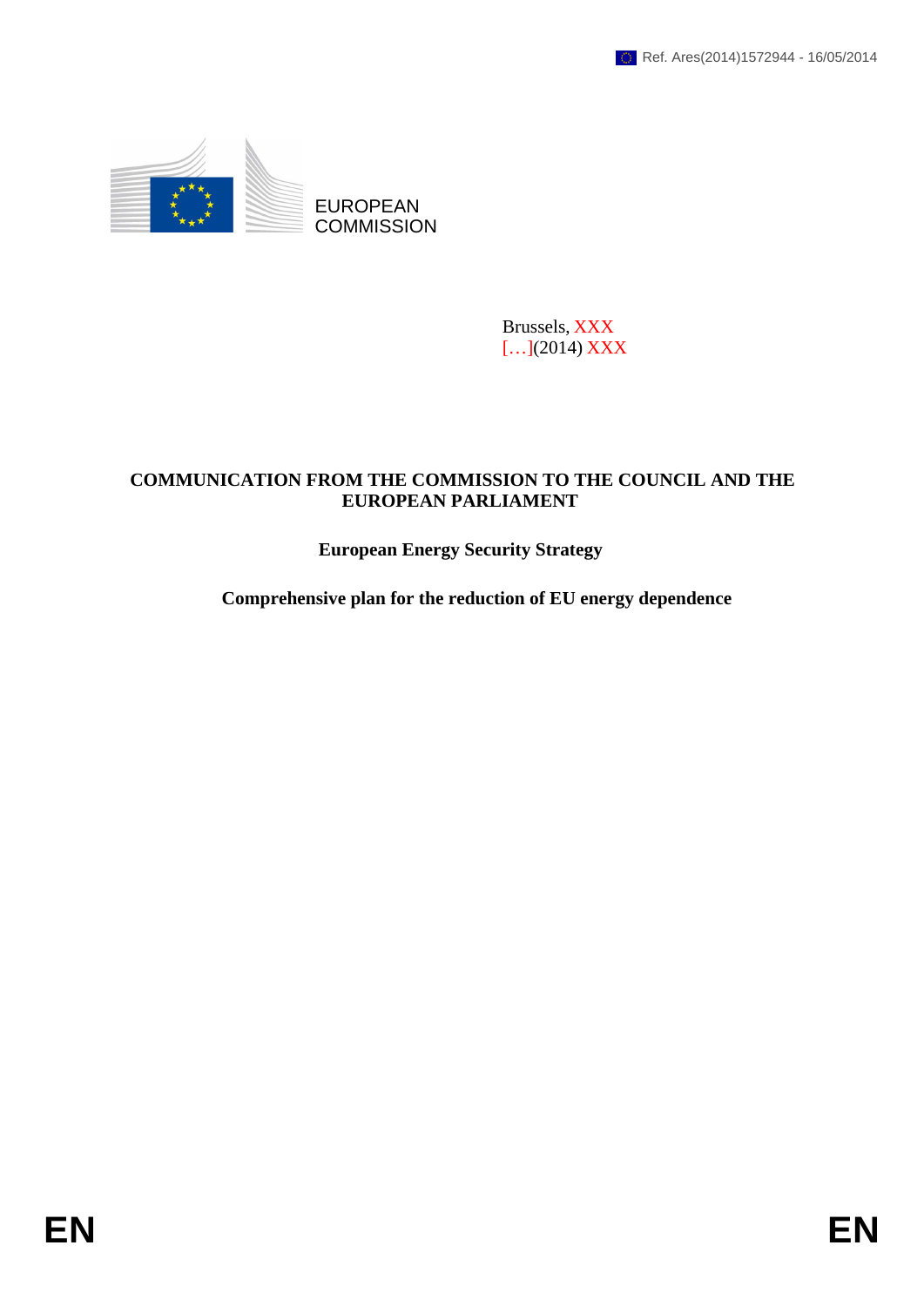Ref. Ares(2014)1572944 - 16/05/2014

EUROPEAN COMMISSION

Brussels, XXX
[…](2014) XXX

**COMMUNICATION FROM THE COMMISSION TO THE COUNCIL AND THE EUROPEAN PARLIAMENT**

**European Energy Security Strategy**

**Comprehensive plan for the reduction of EU energy dependence**

EN EN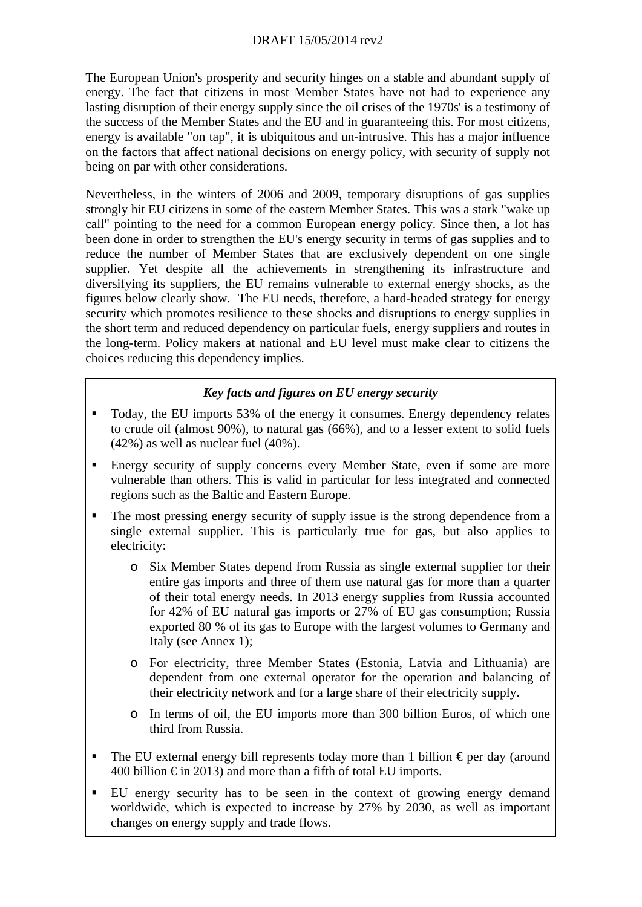The European Union's prosperity and security hinges on a stable and abundant supply of energy. The fact that citizens in most Member States have not had to experience any lasting disruption of their energy supply since the oil crises of the 1970s' is a testimony of the success of the Member States and the EU and in guaranteeing this. For most citizens, energy is available "on tap", it is ubiquitous and un-intrusive. This has a major influence on the factors that affect national decisions on energy policy, with security of supply not being on par with other considerations.

Nevertheless, in the winters of 2006 and 2009, temporary disruptions of gas supplies strongly hit EU citizens in some of the eastern Member States. This was a stark "wake up call" pointing to the need for a common European energy policy. Since then, a lot has been done in order to strengthen the EU's energy security in terms of gas supplies and to reduce the number of Member States that are exclusively dependent on one single supplier. Yet despite all the achievements in strengthening its infrastructure and diversifying its suppliers, the EU remains vulnerable to external energy shocks, as the figures below clearly show. The EU needs, therefore, a hard-headed strategy for energy security which promotes resilience to these shocks and disruptions to energy supplies in the short term and reduced dependency on particular fuels, energy suppliers and routes in the long-term. Policy makers at national and EU level must make clear to citizens the choices reducing this dependency implies.

***Key facts and figures on EU energy security***

- Today, the EU imports 53% of the energy it consumes. Energy dependency relates to crude oil (almost 90%), to natural gas (66%), and to a lesser extent to solid fuels (42%) as well as nuclear fuel (40%).
- Energy security of supply concerns every Member State, even if some are more vulnerable than others. This is valid in particular for less integrated and connected regions such as the Baltic and Eastern Europe.
- The most pressing energy security of supply issue is the strong dependence from a single external supplier. This is particularly true for gas, but also applies to electricity:
  - Six Member States depend from Russia as single external supplier for their entire gas imports and three of them use natural gas for more than a quarter of their total energy needs. In 2013 energy supplies from Russia accounted for 42% of EU natural gas imports or 27% of EU gas consumption; Russia exported 80 % of its gas to Europe with the largest volumes to Germany and Italy (see Annex 1);
  - For electricity, three Member States (Estonia, Latvia and Lithuania) are dependent from one external operator for the operation and balancing of their electricity network and for a large share of their electricity supply.
  - In terms of oil, the EU imports more than 300 billion Euros, of which one third from Russia.
- The EU external energy bill represents today more than 1 billion € per day (around 400 billion € in 2013) and more than a fifth of total EU imports.
- EU energy security has to be seen in the context of growing energy demand worldwide, which is expected to increase by 27% by 2030, as well as important changes on energy supply and trade flows.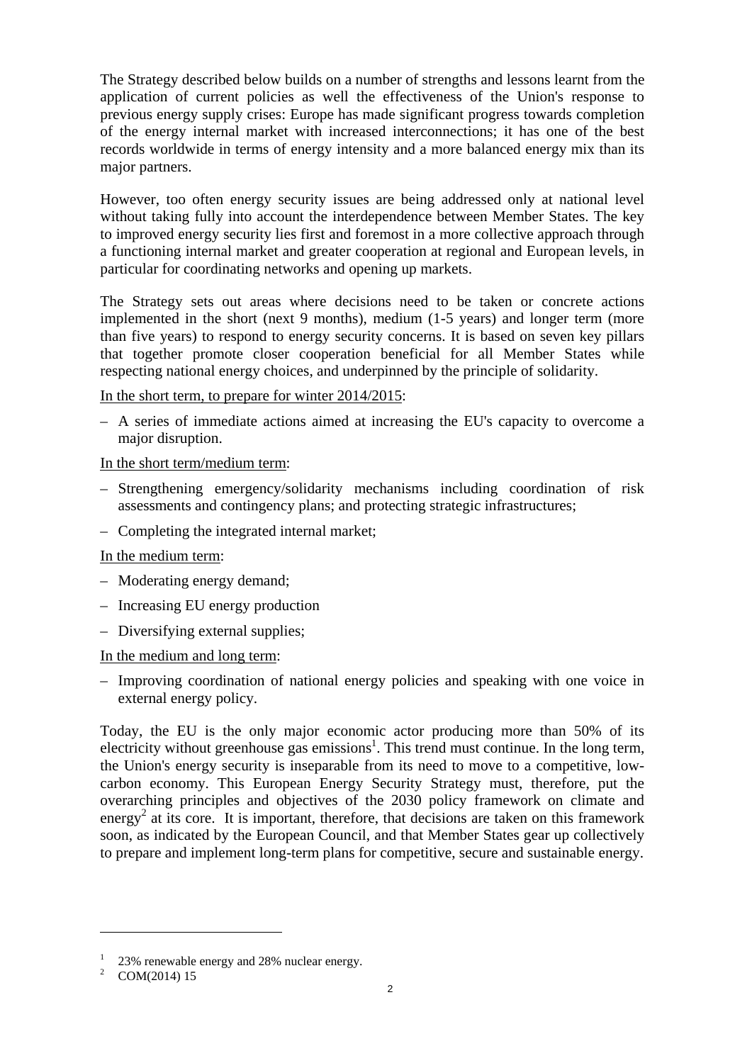The Strategy described below builds on a number of strengths and lessons learnt from the application of current policies as well the effectiveness of the Union's response to previous energy supply crises: Europe has made significant progress towards completion of the energy internal market with increased interconnections; it has one of the best records worldwide in terms of energy intensity and a more balanced energy mix than its major partners.

However, too often energy security issues are being addressed only at national level without taking fully into account the interdependence between Member States. The key to improved energy security lies first and foremost in a more collective approach through a functioning internal market and greater cooperation at regional and European levels, in particular for coordinating networks and opening up markets.

The Strategy sets out areas where decisions need to be taken or concrete actions implemented in the short (next 9 months), medium (1-5 years) and longer term (more than five years) to respond to energy security concerns. It is based on seven key pillars that together promote closer cooperation beneficial for all Member States while respecting national energy choices, and underpinned by the principle of solidarity.

<u>In the short term, to prepare for winter 2014/2015</u>:

– A series of immediate actions aimed at increasing the EU's capacity to overcome a major disruption.

<u>In the short term/medium term</u>:

– Strengthening emergency/solidarity mechanisms including coordination of risk assessments and contingency plans; and protecting strategic infrastructures;

– Completing the integrated internal market;

<u>In the medium term</u>:

– Moderating energy demand;

– Increasing EU energy production

– Diversifying external supplies;

<u>In the medium and long term</u>:

– Improving coordination of national energy policies and speaking with one voice in external energy policy.

Today, the EU is the only major economic actor producing more than 50% of its electricity without greenhouse gas emissions[1]. This trend must continue. In the long term, the Union's energy security is inseparable from its need to move to a competitive, low-carbon economy. This European Energy Security Strategy must, therefore, put the overarching principles and objectives of the 2030 policy framework on climate and energy[2] at its core. It is important, therefore, that decisions are taken on this framework soon, as indicated by the European Council, and that Member States gear up collectively to prepare and implement long-term plans for competitive, secure and sustainable energy.

---

[1] 23% renewable energy and 28% nuclear energy.

[2] COM(2014) 15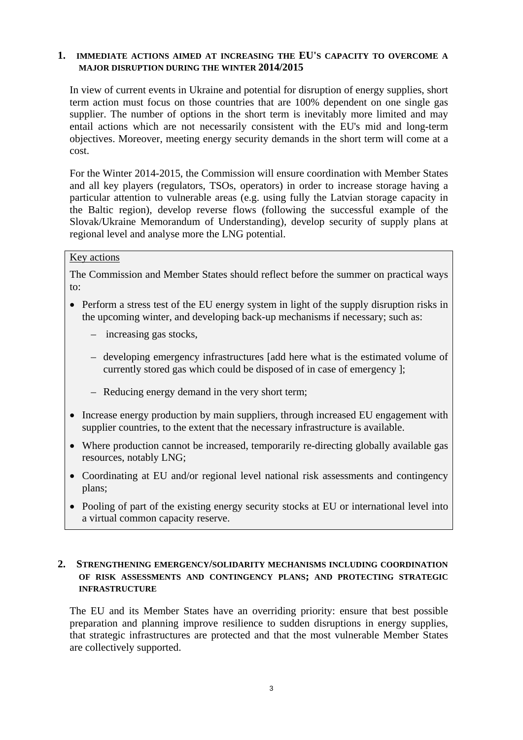## 1. IMMEDIATE ACTIONS AIMED AT INCREASING THE EU'S CAPACITY TO OVERCOME A MAJOR DISRUPTION DURING THE WINTER 2014/2015

In view of current events in Ukraine and potential for disruption of energy supplies, short term action must focus on those countries that are 100% dependent on one single gas supplier. The number of options in the short term is inevitably more limited and may entail actions which are not necessarily consistent with the EU's mid and long-term objectives. Moreover, meeting energy security demands in the short term will come at a cost.

For the Winter 2014-2015, the Commission will ensure coordination with Member States and all key players (regulators, TSOs, operators) in order to increase storage having a particular attention to vulnerable areas (e.g. using fully the Latvian storage capacity in the Baltic region), develop reverse flows (following the successful example of the Slovak/Ukraine Memorandum of Understanding), develop security of supply plans at regional level and analyse more the LNG potential.

<u>Key actions</u>

The Commission and Member States should reflect before the summer on practical ways to:

- Perform a stress test of the EU energy system in light of the supply disruption risks in the upcoming winter, and developing back-up mechanisms if necessary; such as:
  - increasing gas stocks,
  - developing emergency infrastructures [add here what is the estimated volume of currently stored gas which could be disposed of in case of emergency ];
  - Reducing energy demand in the very short term;
- Increase energy production by main suppliers, through increased EU engagement with supplier countries, to the extent that the necessary infrastructure is available.
- Where production cannot be increased, temporarily re-directing globally available gas resources, notably LNG;
- Coordinating at EU and/or regional level national risk assessments and contingency plans;
- Pooling of part of the existing energy security stocks at EU or international level into a virtual common capacity reserve.

## 2. STRENGTHENING EMERGENCY/SOLIDARITY MECHANISMS INCLUDING COORDINATION OF RISK ASSESSMENTS AND CONTINGENCY PLANS; AND PROTECTING STRATEGIC INFRASTRUCTURE

The EU and its Member States have an overriding priority: ensure that best possible preparation and planning improve resilience to sudden disruptions in energy supplies, that strategic infrastructures are protected and that the most vulnerable Member States are collectively supported.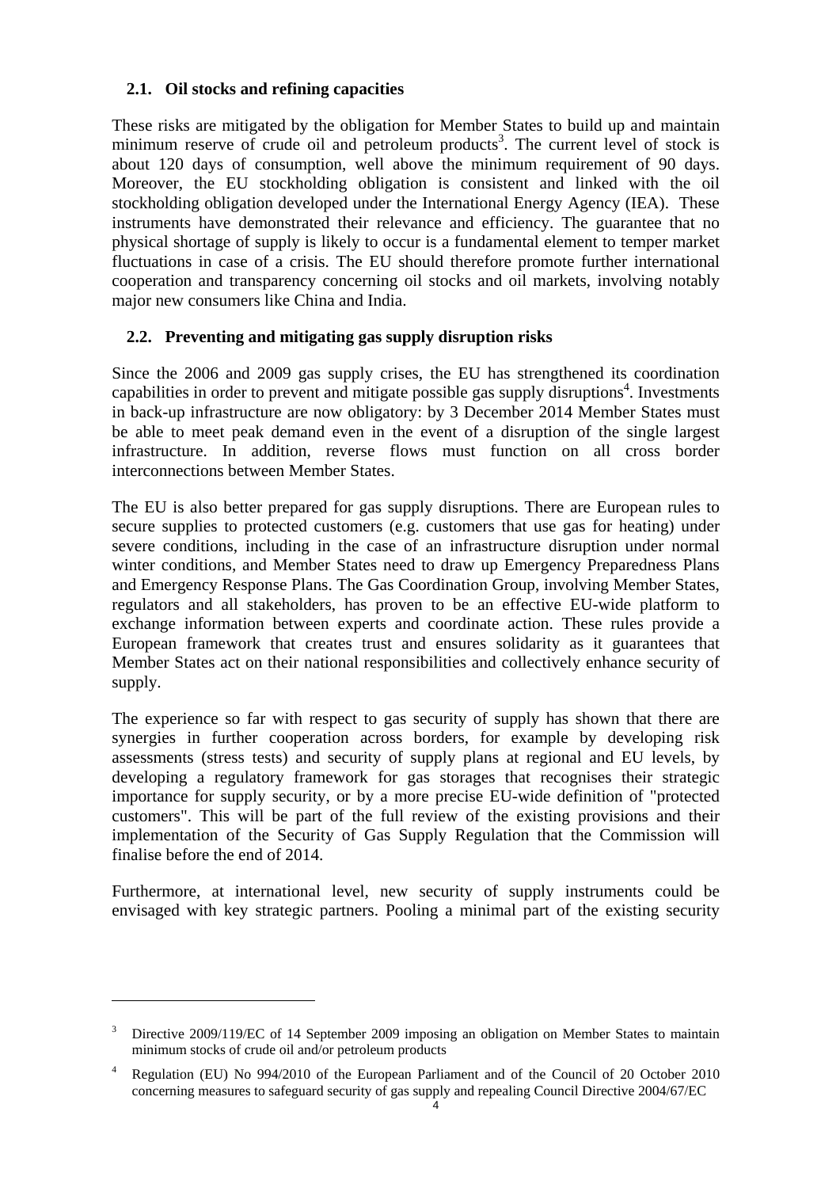### 2.1. Oil stocks and refining capacities

These risks are mitigated by the obligation for Member States to build up and maintain minimum reserve of crude oil and petroleum products[3]. The current level of stock is about 120 days of consumption, well above the minimum requirement of 90 days. Moreover, the EU stockholding obligation is consistent and linked with the oil stockholding obligation developed under the International Energy Agency (IEA). These instruments have demonstrated their relevance and efficiency. The guarantee that no physical shortage of supply is likely to occur is a fundamental element to temper market fluctuations in case of a crisis. The EU should therefore promote further international cooperation and transparency concerning oil stocks and oil markets, involving notably major new consumers like China and India.

### 2.2. Preventing and mitigating gas supply disruption risks

Since the 2006 and 2009 gas supply crises, the EU has strengthened its coordination capabilities in order to prevent and mitigate possible gas supply disruptions[4]. Investments in back-up infrastructure are now obligatory: by 3 December 2014 Member States must be able to meet peak demand even in the event of a disruption of the single largest infrastructure. In addition, reverse flows must function on all cross border interconnections between Member States.

The EU is also better prepared for gas supply disruptions. There are European rules to secure supplies to protected customers (e.g. customers that use gas for heating) under severe conditions, including in the case of an infrastructure disruption under normal winter conditions, and Member States need to draw up Emergency Preparedness Plans and Emergency Response Plans. The Gas Coordination Group, involving Member States, regulators and all stakeholders, has proven to be an effective EU-wide platform to exchange information between experts and coordinate action. These rules provide a European framework that creates trust and ensures solidarity as it guarantees that Member States act on their national responsibilities and collectively enhance security of supply.

The experience so far with respect to gas security of supply has shown that there are synergies in further cooperation across borders, for example by developing risk assessments (stress tests) and security of supply plans at regional and EU levels, by developing a regulatory framework for gas storages that recognises their strategic importance for supply security, or by a more precise EU-wide definition of "protected customers". This will be part of the full review of the existing provisions and their implementation of the Security of Gas Supply Regulation that the Commission will finalise before the end of 2014.

Furthermore, at international level, new security of supply instruments could be envisaged with key strategic partners. Pooling a minimal part of the existing security

---

[3] Directive 2009/119/EC of 14 September 2009 imposing an obligation on Member States to maintain minimum stocks of crude oil and/or petroleum products

[4] Regulation (EU) No 994/2010 of the European Parliament and of the Council of 20 October 2010 concerning measures to safeguard security of gas supply and repealing Council Directive 2004/67/EC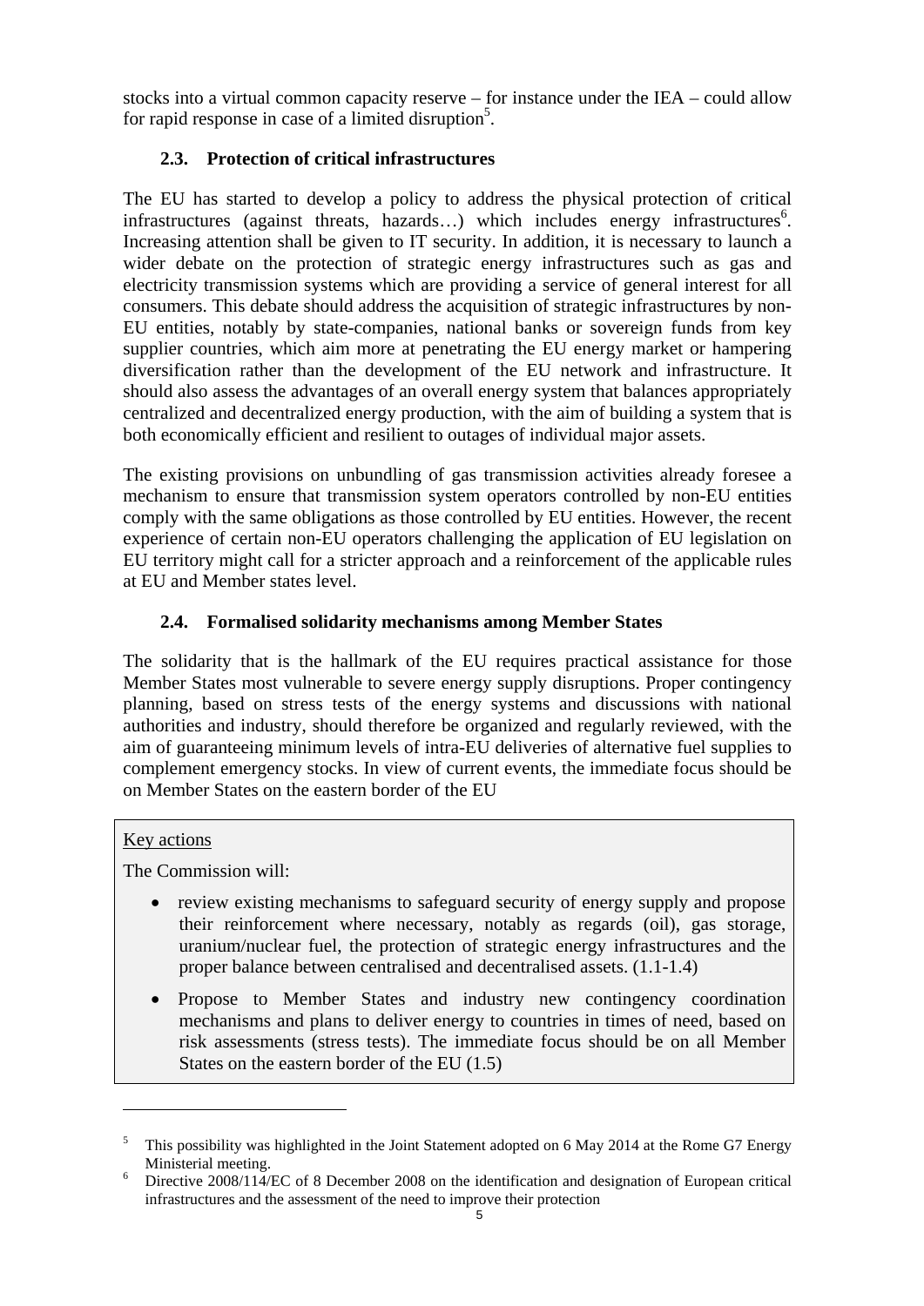stocks into a virtual common capacity reserve – for instance under the IEA – could allow for rapid response in case of a limited disruption[5].

### 2.3. Protection of critical infrastructures

The EU has started to develop a policy to address the physical protection of critical infrastructures (against threats, hazards…) which includes energy infrastructures[6]. Increasing attention shall be given to IT security. In addition, it is necessary to launch a wider debate on the protection of strategic energy infrastructures such as gas and electricity transmission systems which are providing a service of general interest for all consumers. This debate should address the acquisition of strategic infrastructures by non-EU entities, notably by state-companies, national banks or sovereign funds from key supplier countries, which aim more at penetrating the EU energy market or hampering diversification rather than the development of the EU network and infrastructure. It should also assess the advantages of an overall energy system that balances appropriately centralized and decentralized energy production, with the aim of building a system that is both economically efficient and resilient to outages of individual major assets.

The existing provisions on unbundling of gas transmission activities already foresee a mechanism to ensure that transmission system operators controlled by non-EU entities comply with the same obligations as those controlled by EU entities. However, the recent experience of certain non-EU operators challenging the application of EU legislation on EU territory might call for a stricter approach and a reinforcement of the applicable rules at EU and Member states level.

### 2.4. Formalised solidarity mechanisms among Member States

The solidarity that is the hallmark of the EU requires practical assistance for those Member States most vulnerable to severe energy supply disruptions. Proper contingency planning, based on stress tests of the energy systems and discussions with national authorities and industry, should therefore be organized and regularly reviewed, with the aim of guaranteeing minimum levels of intra-EU deliveries of alternative fuel supplies to complement emergency stocks. In view of current events, the immediate focus should be on Member States on the eastern border of the EU

Key actions

The Commission will:

- review existing mechanisms to safeguard security of energy supply and propose their reinforcement where necessary, notably as regards (oil), gas storage, uranium/nuclear fuel, the protection of strategic energy infrastructures and the proper balance between centralised and decentralised assets. (1.1-1.4)
- Propose to Member States and industry new contingency coordination mechanisms and plans to deliver energy to countries in times of need, based on risk assessments (stress tests). The immediate focus should be on all Member States on the eastern border of the EU (1.5)

---

[5] This possibility was highlighted in the Joint Statement adopted on 6 May 2014 at the Rome G7 Energy Ministerial meeting.

[6] Directive 2008/114/EC of 8 December 2008 on the identification and designation of European critical infrastructures and the assessment of the need to improve their protection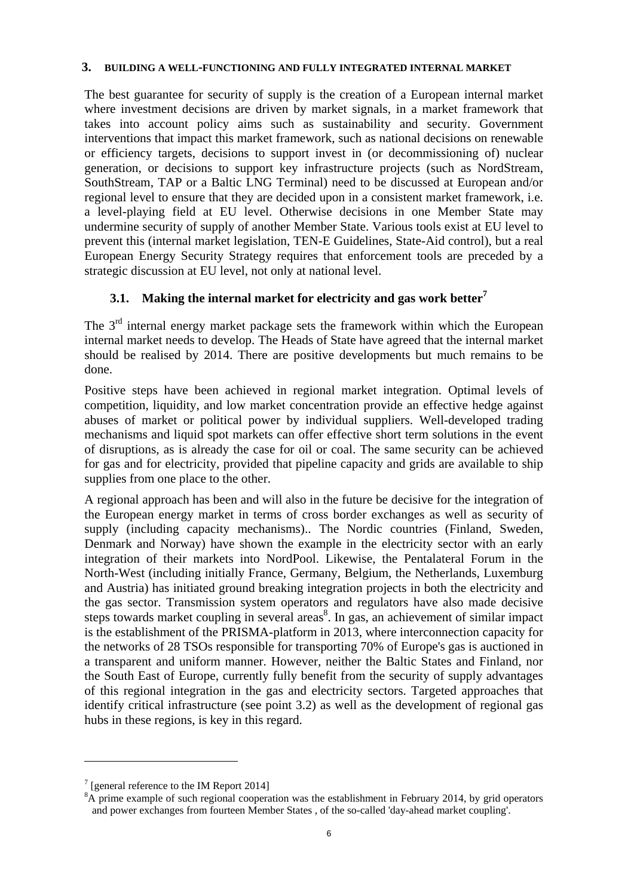## 3. BUILDING A WELL-FUNCTIONING AND FULLY INTEGRATED INTERNAL MARKET

The best guarantee for security of supply is the creation of a European internal market where investment decisions are driven by market signals, in a market framework that takes into account policy aims such as sustainability and security. Government interventions that impact this market framework, such as national decisions on renewable or efficiency targets, decisions to support invest in (or decommissioning of) nuclear generation, or decisions to support key infrastructure projects (such as NordStream, SouthStream, TAP or a Baltic LNG Terminal) need to be discussed at European and/or regional level to ensure that they are decided upon in a consistent market framework, i.e. a level-playing field at EU level. Otherwise decisions in one Member State may undermine security of supply of another Member State. Various tools exist at EU level to prevent this (internal market legislation, TEN-E Guidelines, State-Aid control), but a real European Energy Security Strategy requires that enforcement tools are preceded by a strategic discussion at EU level, not only at national level.

### 3.1. Making the internal market for electricity and gas work better[7]

The 3rd internal energy market package sets the framework within which the European internal market needs to develop. The Heads of State have agreed that the internal market should be realised by 2014. There are positive developments but much remains to be done.

Positive steps have been achieved in regional market integration. Optimal levels of competition, liquidity, and low market concentration provide an effective hedge against abuses of market or political power by individual suppliers. Well-developed trading mechanisms and liquid spot markets can offer effective short term solutions in the event of disruptions, as is already the case for oil or coal. The same security can be achieved for gas and for electricity, provided that pipeline capacity and grids are available to ship supplies from one place to the other.

A regional approach has been and will also in the future be decisive for the integration of the European energy market in terms of cross border exchanges as well as security of supply (including capacity mechanisms).. The Nordic countries (Finland, Sweden, Denmark and Norway) have shown the example in the electricity sector with an early integration of their markets into NordPool. Likewise, the Pentalateral Forum in the North-West (including initially France, Germany, Belgium, the Netherlands, Luxemburg and Austria) has initiated ground breaking integration projects in both the electricity and the gas sector. Transmission system operators and regulators have also made decisive steps towards market coupling in several areas[8]. In gas, an achievement of similar impact is the establishment of the PRISMA-platform in 2013, where interconnection capacity for the networks of 28 TSOs responsible for transporting 70% of Europe's gas is auctioned in a transparent and uniform manner. However, neither the Baltic States and Finland, nor the South East of Europe, currently fully benefit from the security of supply advantages of this regional integration in the gas and electricity sectors. Targeted approaches that identify critical infrastructure (see point 3.2) as well as the development of regional gas hubs in these regions, is key in this regard.

---

[7] [general reference to the IM Report 2014]

[8] A prime example of such regional cooperation was the establishment in February 2014, by grid operators and power exchanges from fourteen Member States , of the so-called 'day-ahead market coupling'.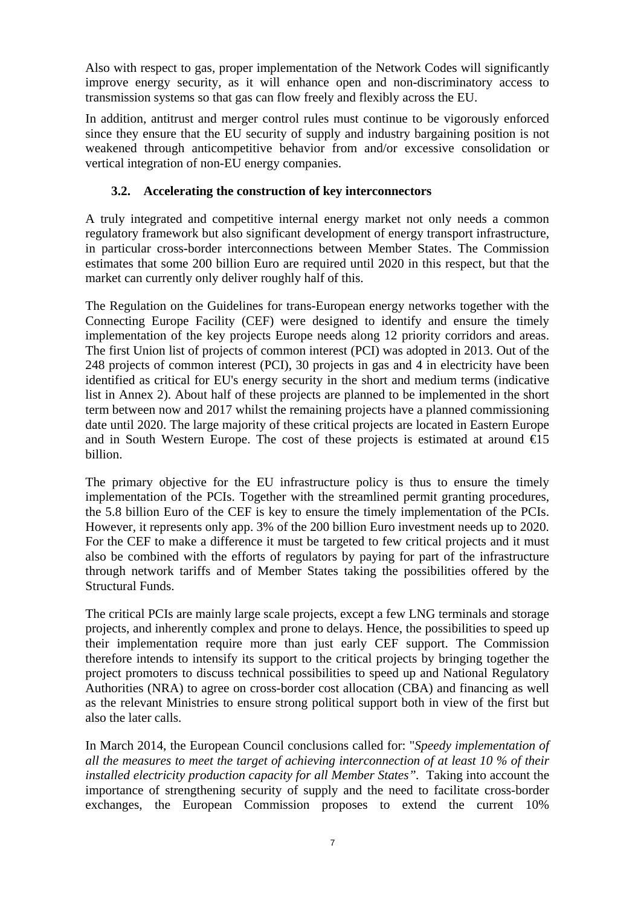Also with respect to gas, proper implementation of the Network Codes will significantly improve energy security, as it will enhance open and non-discriminatory access to transmission systems so that gas can flow freely and flexibly across the EU.

In addition, antitrust and merger control rules must continue to be vigorously enforced since they ensure that the EU security of supply and industry bargaining position is not weakened through anticompetitive behavior from and/or excessive consolidation or vertical integration of non-EU energy companies.

### 3.2. Accelerating the construction of key interconnectors

A truly integrated and competitive internal energy market not only needs a common regulatory framework but also significant development of energy transport infrastructure, in particular cross-border interconnections between Member States. The Commission estimates that some 200 billion Euro are required until 2020 in this respect, but that the market can currently only deliver roughly half of this.

The Regulation on the Guidelines for trans-European energy networks together with the Connecting Europe Facility (CEF) were designed to identify and ensure the timely implementation of the key projects Europe needs along 12 priority corridors and areas. The first Union list of projects of common interest (PCI) was adopted in 2013. Out of the 248 projects of common interest (PCI), 30 projects in gas and 4 in electricity have been identified as critical for EU's energy security in the short and medium terms (indicative list in Annex 2). About half of these projects are planned to be implemented in the short term between now and 2017 whilst the remaining projects have a planned commissioning date until 2020. The large majority of these critical projects are located in Eastern Europe and in South Western Europe. The cost of these projects is estimated at around €15 billion.

The primary objective for the EU infrastructure policy is thus to ensure the timely implementation of the PCIs. Together with the streamlined permit granting procedures, the 5.8 billion Euro of the CEF is key to ensure the timely implementation of the PCIs. However, it represents only app. 3% of the 200 billion Euro investment needs up to 2020. For the CEF to make a difference it must be targeted to few critical projects and it must also be combined with the efforts of regulators by paying for part of the infrastructure through network tariffs and of Member States taking the possibilities offered by the Structural Funds.

The critical PCIs are mainly large scale projects, except a few LNG terminals and storage projects, and inherently complex and prone to delays. Hence, the possibilities to speed up their implementation require more than just early CEF support. The Commission therefore intends to intensify its support to the critical projects by bringing together the project promoters to discuss technical possibilities to speed up and National Regulatory Authorities (NRA) to agree on cross-border cost allocation (CBA) and financing as well as the relevant Ministries to ensure strong political support both in view of the first but also the later calls.

In March 2014, the European Council conclusions called for: "*Speedy implementation of all the measures to meet the target of achieving interconnection of at least 10 % of their installed electricity production capacity for all Member States"*. Taking into account the importance of strengthening security of supply and the need to facilitate cross-border exchanges, the European Commission proposes to extend the current 10%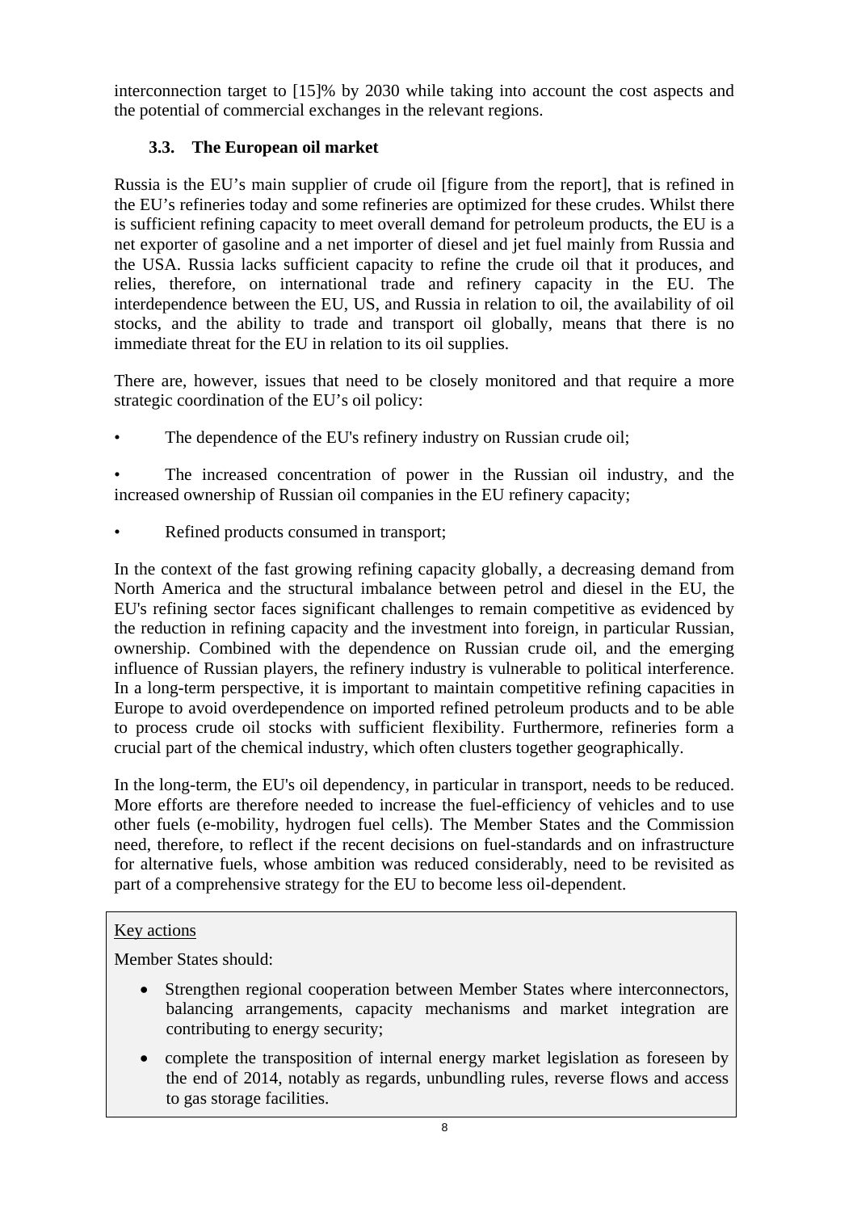interconnection target to [15]% by 2030 while taking into account the cost aspects and the potential of commercial exchanges in the relevant regions.

### 3.3. The European oil market

Russia is the EU's main supplier of crude oil [figure from the report], that is refined in the EU's refineries today and some refineries are optimized for these crudes. Whilst there is sufficient refining capacity to meet overall demand for petroleum products, the EU is a net exporter of gasoline and a net importer of diesel and jet fuel mainly from Russia and the USA. Russia lacks sufficient capacity to refine the crude oil that it produces, and relies, therefore, on international trade and refinery capacity in the EU. The interdependence between the EU, US, and Russia in relation to oil, the availability of oil stocks, and the ability to trade and transport oil globally, means that there is no immediate threat for the EU in relation to its oil supplies.

There are, however, issues that need to be closely monitored and that require a more strategic coordination of the EU's oil policy:

- The dependence of the EU's refinery industry on Russian crude oil;
- The increased concentration of power in the Russian oil industry, and the increased ownership of Russian oil companies in the EU refinery capacity;
- Refined products consumed in transport;

In the context of the fast growing refining capacity globally, a decreasing demand from North America and the structural imbalance between petrol and diesel in the EU, the EU's refining sector faces significant challenges to remain competitive as evidenced by the reduction in refining capacity and the investment into foreign, in particular Russian, ownership. Combined with the dependence on Russian crude oil, and the emerging influence of Russian players, the refinery industry is vulnerable to political interference. In a long-term perspective, it is important to maintain competitive refining capacities in Europe to avoid overdependence on imported refined petroleum products and to be able to process crude oil stocks with sufficient flexibility. Furthermore, refineries form a crucial part of the chemical industry, which often clusters together geographically.

In the long-term, the EU's oil dependency, in particular in transport, needs to be reduced. More efforts are therefore needed to increase the fuel-efficiency of vehicles and to use other fuels (e-mobility, hydrogen fuel cells). The Member States and the Commission need, therefore, to reflect if the recent decisions on fuel-standards and on infrastructure for alternative fuels, whose ambition was reduced considerably, need to be revisited as part of a comprehensive strategy for the EU to become less oil-dependent.

Key actions

Member States should:

- Strengthen regional cooperation between Member States where interconnectors, balancing arrangements, capacity mechanisms and market integration are contributing to energy security;
- complete the transposition of internal energy market legislation as foreseen by the end of 2014, notably as regards, unbundling rules, reverse flows and access to gas storage facilities.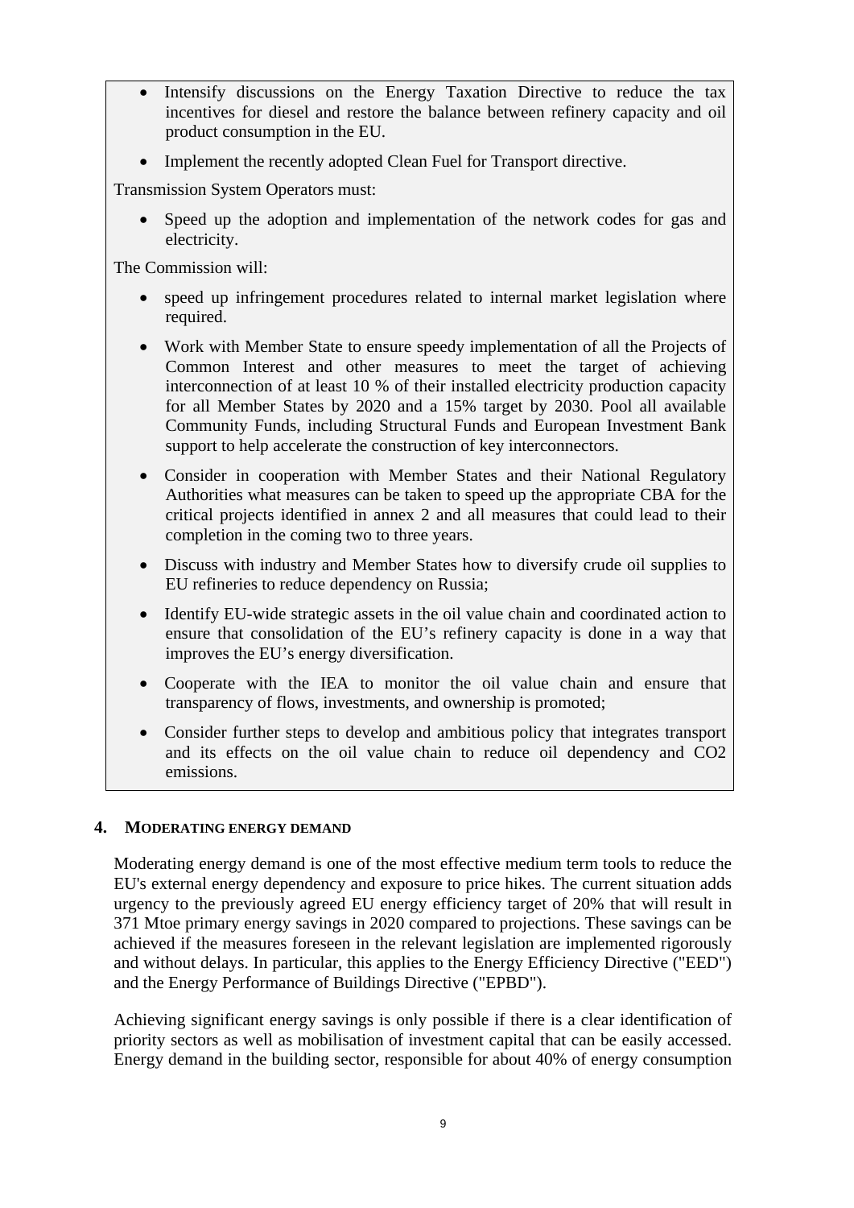- Intensify discussions on the Energy Taxation Directive to reduce the tax incentives for diesel and restore the balance between refinery capacity and oil product consumption in the EU.
- Implement the recently adopted Clean Fuel for Transport directive.

Transmission System Operators must:

- Speed up the adoption and implementation of the network codes for gas and electricity.

The Commission will:

- speed up infringement procedures related to internal market legislation where required.
- Work with Member State to ensure speedy implementation of all the Projects of Common Interest and other measures to meet the target of achieving interconnection of at least 10 % of their installed electricity production capacity for all Member States by 2020 and a 15% target by 2030. Pool all available Community Funds, including Structural Funds and European Investment Bank support to help accelerate the construction of key interconnectors.
- Consider in cooperation with Member States and their National Regulatory Authorities what measures can be taken to speed up the appropriate CBA for the critical projects identified in annex 2 and all measures that could lead to their completion in the coming two to three years.
- Discuss with industry and Member States how to diversify crude oil supplies to EU refineries to reduce dependency on Russia;
- Identify EU-wide strategic assets in the oil value chain and coordinated action to ensure that consolidation of the EU's refinery capacity is done in a way that improves the EU's energy diversification.
- Cooperate with the IEA to monitor the oil value chain and ensure that transparency of flows, investments, and ownership is promoted;
- Consider further steps to develop and ambitious policy that integrates transport and its effects on the oil value chain to reduce oil dependency and CO2 emissions.

## 4. MODERATING ENERGY DEMAND

Moderating energy demand is one of the most effective medium term tools to reduce the EU's external energy dependency and exposure to price hikes. The current situation adds urgency to the previously agreed EU energy efficiency target of 20% that will result in 371 Mtoe primary energy savings in 2020 compared to projections. These savings can be achieved if the measures foreseen in the relevant legislation are implemented rigorously and without delays. In particular, this applies to the Energy Efficiency Directive ("EED") and the Energy Performance of Buildings Directive ("EPBD").

Achieving significant energy savings is only possible if there is a clear identification of priority sectors as well as mobilisation of investment capital that can be easily accessed. Energy demand in the building sector, responsible for about 40% of energy consumption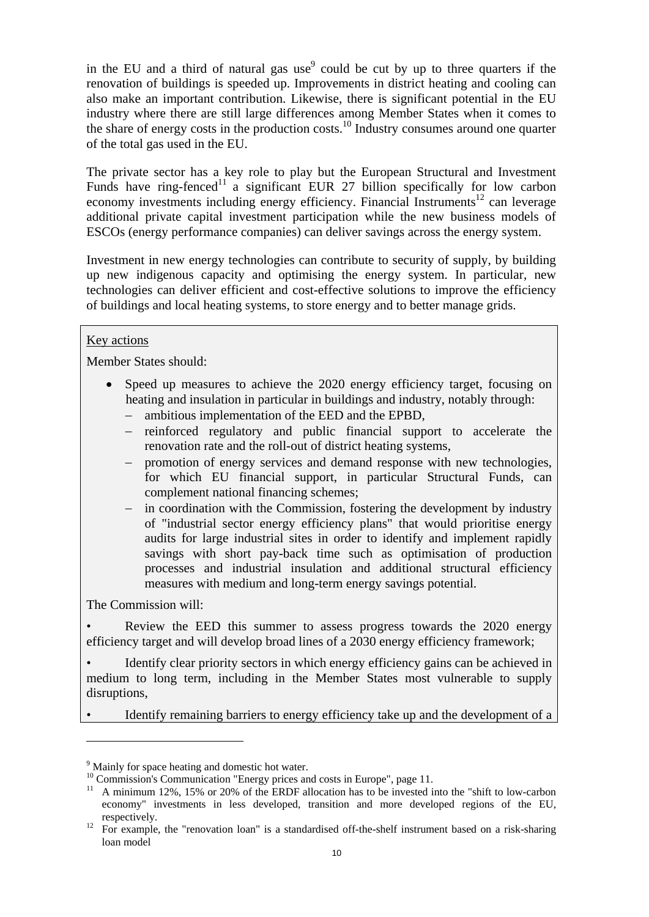in the EU and a third of natural gas use[9] could be cut by up to three quarters if the renovation of buildings is speeded up. Improvements in district heating and cooling can also make an important contribution. Likewise, there is significant potential in the EU industry where there are still large differences among Member States when it comes to the share of energy costs in the production costs.[10] Industry consumes around one quarter of the total gas used in the EU.

The private sector has a key role to play but the European Structural and Investment Funds have ring-fenced[11] a significant EUR 27 billion specifically for low carbon economy investments including energy efficiency. Financial Instruments[12] can leverage additional private capital investment participation while the new business models of ESCOs (energy performance companies) can deliver savings across the energy system.

Investment in new energy technologies can contribute to security of supply, by building up new indigenous capacity and optimising the energy system. In particular, new technologies can deliver efficient and cost-effective solutions to improve the efficiency of buildings and local heating systems, to store energy and to better manage grids.

Key actions

Member States should:

- Speed up measures to achieve the 2020 energy efficiency target, focusing on heating and insulation in particular in buildings and industry, notably through:
  - ambitious implementation of the EED and the EPBD,
  - reinforced regulatory and public financial support to accelerate the renovation rate and the roll-out of district heating systems,
  - promotion of energy services and demand response with new technologies, for which EU financial support, in particular Structural Funds, can complement national financing schemes;
  - in coordination with the Commission, fostering the development by industry of "industrial sector energy efficiency plans" that would prioritise energy audits for large industrial sites in order to identify and implement rapidly savings with short pay-back time such as optimisation of production processes and industrial insulation and additional structural efficiency measures with medium and long-term energy savings potential.

The Commission will:

- Review the EED this summer to assess progress towards the 2020 energy efficiency target and will develop broad lines of a 2030 energy efficiency framework;
- Identify clear priority sectors in which energy efficiency gains can be achieved in medium to long term, including in the Member States most vulnerable to supply disruptions,
- Identify remaining barriers to energy efficiency take up and the development of a

---

[9] Mainly for space heating and domestic hot water.

[10] Commission's Communication "Energy prices and costs in Europe", page 11.

[11] A minimum 12%, 15% or 20% of the ERDF allocation has to be invested into the "shift to low-carbon economy" investments in less developed, transition and more developed regions of the EU, respectively.

[12] For example, the "renovation loan" is a standardised off-the-shelf instrument based on a risk-sharing loan model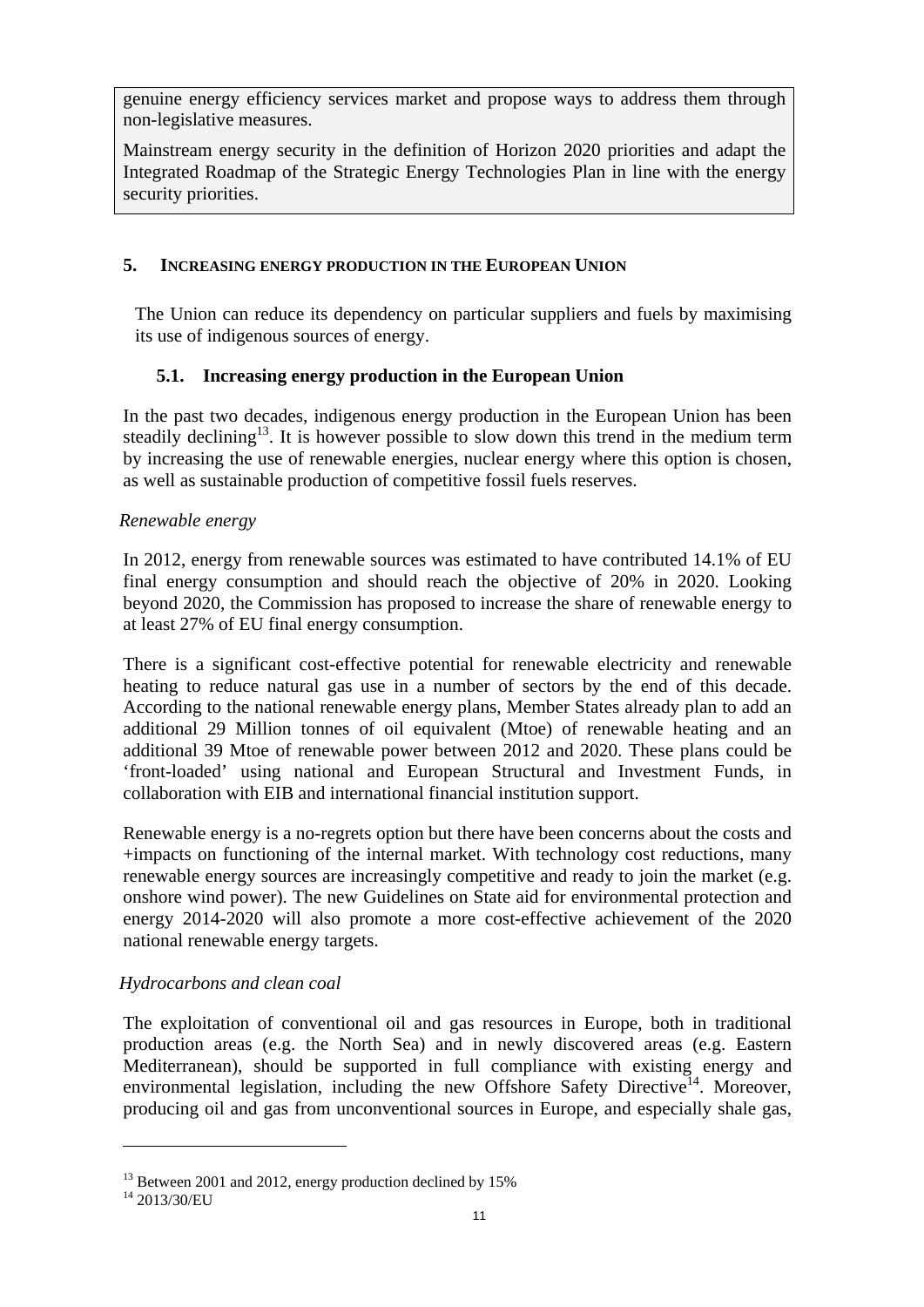genuine energy efficiency services market and propose ways to address them through non-legislative measures.

Mainstream energy security in the definition of Horizon 2020 priorities and adapt the Integrated Roadmap of the Strategic Energy Technologies Plan in line with the energy security priorities.

## 5. INCREASING ENERGY PRODUCTION IN THE EUROPEAN UNION

The Union can reduce its dependency on particular suppliers and fuels by maximising its use of indigenous sources of energy.

### 5.1. Increasing energy production in the European Union

In the past two decades, indigenous energy production in the European Union has been steadily declining[13]. It is however possible to slow down this trend in the medium term by increasing the use of renewable energies, nuclear energy where this option is chosen, as well as sustainable production of competitive fossil fuels reserves.

*Renewable energy*

In 2012, energy from renewable sources was estimated to have contributed 14.1% of EU final energy consumption and should reach the objective of 20% in 2020. Looking beyond 2020, the Commission has proposed to increase the share of renewable energy to at least 27% of EU final energy consumption.

There is a significant cost-effective potential for renewable electricity and renewable heating to reduce natural gas use in a number of sectors by the end of this decade. According to the national renewable energy plans, Member States already plan to add an additional 29 Million tonnes of oil equivalent (Mtoe) of renewable heating and an additional 39 Mtoe of renewable power between 2012 and 2020. These plans could be 'front-loaded' using national and European Structural and Investment Funds, in collaboration with EIB and international financial institution support.

Renewable energy is a no-regrets option but there have been concerns about the costs and +impacts on functioning of the internal market. With technology cost reductions, many renewable energy sources are increasingly competitive and ready to join the market (e.g. onshore wind power). The new Guidelines on State aid for environmental protection and energy 2014-2020 will also promote a more cost-effective achievement of the 2020 national renewable energy targets.

*Hydrocarbons and clean coal*

The exploitation of conventional oil and gas resources in Europe, both in traditional production areas (e.g. the North Sea) and in newly discovered areas (e.g. Eastern Mediterranean), should be supported in full compliance with existing energy and environmental legislation, including the new Offshore Safety Directive[14]. Moreover, producing oil and gas from unconventional sources in Europe, and especially shale gas,

---

[13] Between 2001 and 2012, energy production declined by 15%

[14] 2013/30/EU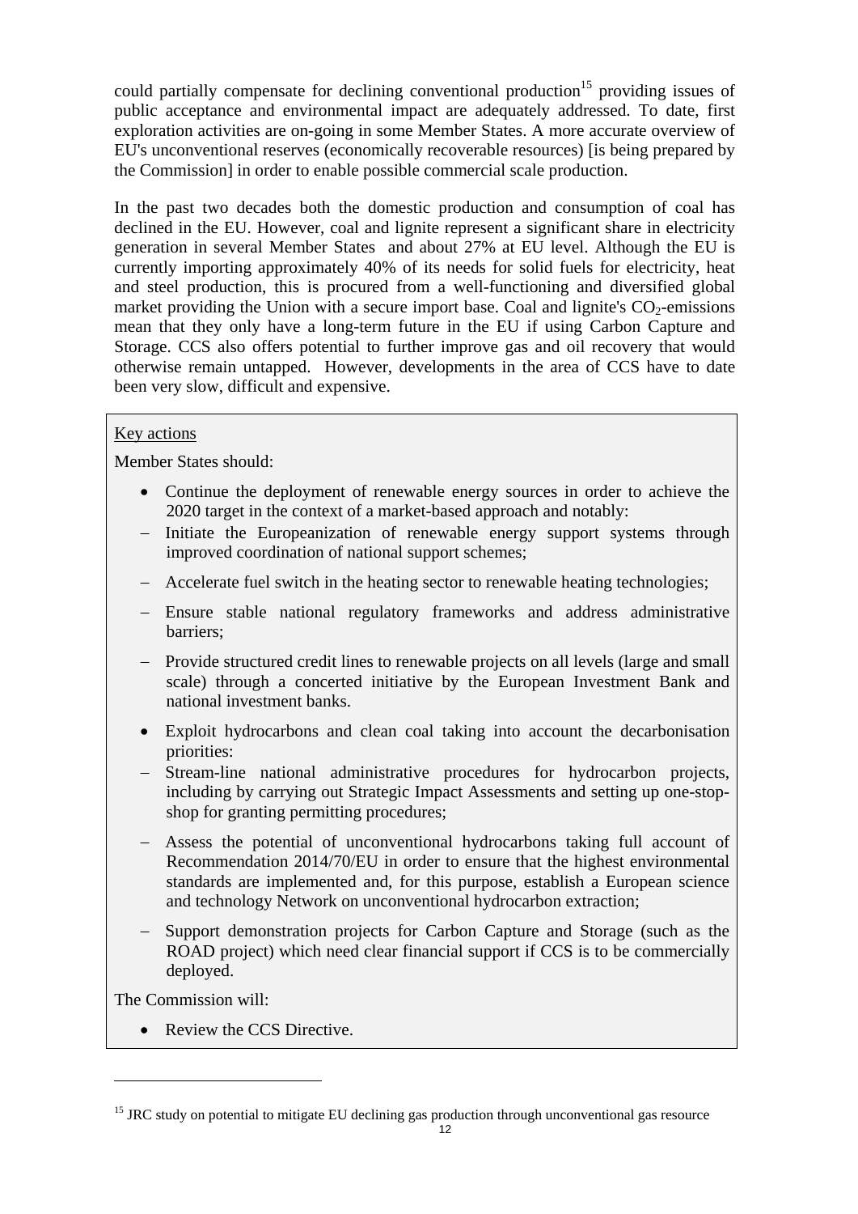could partially compensate for declining conventional production[15] providing issues of public acceptance and environmental impact are adequately addressed. To date, first exploration activities are on-going in some Member States. A more accurate overview of EU's unconventional reserves (economically recoverable resources) [is being prepared by the Commission] in order to enable possible commercial scale production.

In the past two decades both the domestic production and consumption of coal has declined in the EU. However, coal and lignite represent a significant share in electricity generation in several Member States and about 27% at EU level. Although the EU is currently importing approximately 40% of its needs for solid fuels for electricity, heat and steel production, this is procured from a well-functioning and diversified global market providing the Union with a secure import base. Coal and lignite's $CO_2$-emissions mean that they only have a long-term future in the EU if using Carbon Capture and Storage. CCS also offers potential to further improve gas and oil recovery that would otherwise remain untapped. However, developments in the area of CCS have to date been very slow, difficult and expensive.

<u>Key actions</u>

Member States should:

- Continue the deployment of renewable energy sources in order to achieve the 2020 target in the context of a market-based approach and notably:
  - Initiate the Europeanization of renewable energy support systems through improved coordination of national support schemes;
  - Accelerate fuel switch in the heating sector to renewable heating technologies;
  - Ensure stable national regulatory frameworks and address administrative barriers;
  - Provide structured credit lines to renewable projects on all levels (large and small scale) through a concerted initiative by the European Investment Bank and national investment banks.
- Exploit hydrocarbons and clean coal taking into account the decarbonisation priorities:
  - Stream-line national administrative procedures for hydrocarbon projects, including by carrying out Strategic Impact Assessments and setting up one-stop-shop for granting permitting procedures;
  - Assess the potential of unconventional hydrocarbons taking full account of Recommendation 2014/70/EU in order to ensure that the highest environmental standards are implemented and, for this purpose, establish a European science and technology Network on unconventional hydrocarbon extraction;
  - Support demonstration projects for Carbon Capture and Storage (such as the ROAD project) which need clear financial support if CCS is to be commercially deployed.

The Commission will:

- Review the CCS Directive.

---

[15] JRC study on potential to mitigate EU declining gas production through unconventional gas resource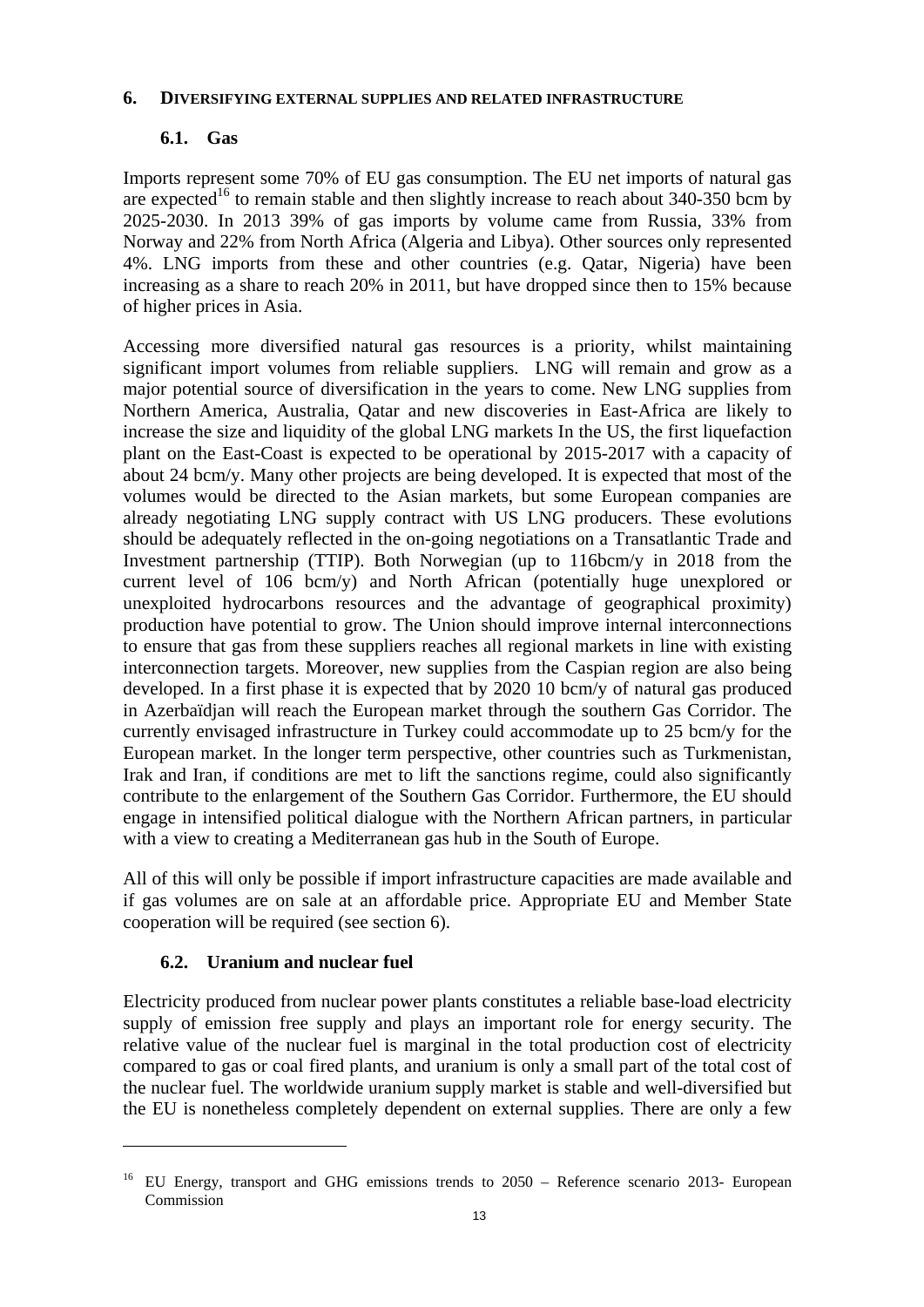## 6. DIVERSIFYING EXTERNAL SUPPLIES AND RELATED INFRASTRUCTURE

### 6.1. Gas

Imports represent some 70% of EU gas consumption. The EU net imports of natural gas are expected[16] to remain stable and then slightly increase to reach about 340-350 bcm by 2025-2030. In 2013 39% of gas imports by volume came from Russia, 33% from Norway and 22% from North Africa (Algeria and Libya). Other sources only represented 4%. LNG imports from these and other countries (e.g. Qatar, Nigeria) have been increasing as a share to reach 20% in 2011, but have dropped since then to 15% because of higher prices in Asia.

Accessing more diversified natural gas resources is a priority, whilst maintaining significant import volumes from reliable suppliers. LNG will remain and grow as a major potential source of diversification in the years to come. New LNG supplies from Northern America, Australia, Qatar and new discoveries in East-Africa are likely to increase the size and liquidity of the global LNG markets In the US, the first liquefaction plant on the East-Coast is expected to be operational by 2015-2017 with a capacity of about 24 bcm/y. Many other projects are being developed. It is expected that most of the volumes would be directed to the Asian markets, but some European companies are already negotiating LNG supply contract with US LNG producers. These evolutions should be adequately reflected in the on-going negotiations on a Transatlantic Trade and Investment partnership (TTIP). Both Norwegian (up to 116bcm/y in 2018 from the current level of 106 bcm/y) and North African (potentially huge unexplored or unexploited hydrocarbons resources and the advantage of geographical proximity) production have potential to grow. The Union should improve internal interconnections to ensure that gas from these suppliers reaches all regional markets in line with existing interconnection targets. Moreover, new supplies from the Caspian region are also being developed. In a first phase it is expected that by 2020 10 bcm/y of natural gas produced in Azerbaïdjan will reach the European market through the southern Gas Corridor. The currently envisaged infrastructure in Turkey could accommodate up to 25 bcm/y for the European market. In the longer term perspective, other countries such as Turkmenistan, Irak and Iran, if conditions are met to lift the sanctions regime, could also significantly contribute to the enlargement of the Southern Gas Corridor. Furthermore, the EU should engage in intensified political dialogue with the Northern African partners, in particular with a view to creating a Mediterranean gas hub in the South of Europe.

All of this will only be possible if import infrastructure capacities are made available and if gas volumes are on sale at an affordable price. Appropriate EU and Member State cooperation will be required (see section 6).

### 6.2. Uranium and nuclear fuel

Electricity produced from nuclear power plants constitutes a reliable base-load electricity supply of emission free supply and plays an important role for energy security. The relative value of the nuclear fuel is marginal in the total production cost of electricity compared to gas or coal fired plants, and uranium is only a small part of the total cost of the nuclear fuel. The worldwide uranium supply market is stable and well-diversified but the EU is nonetheless completely dependent on external supplies. There are only a few

---

[16] EU Energy, transport and GHG emissions trends to 2050 – Reference scenario 2013- European Commission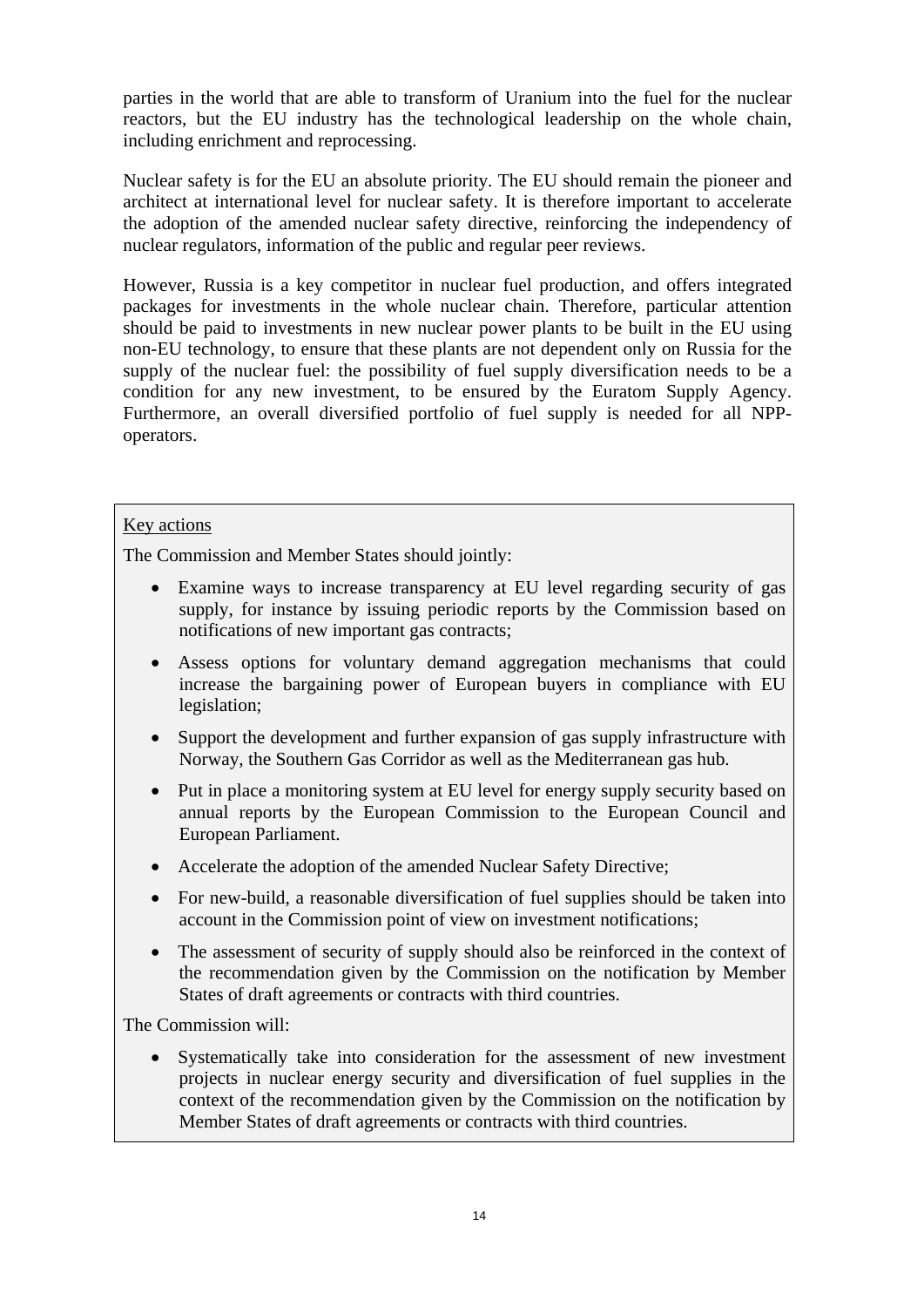parties in the world that are able to transform of Uranium into the fuel for the nuclear reactors, but the EU industry has the technological leadership on the whole chain, including enrichment and reprocessing.

Nuclear safety is for the EU an absolute priority. The EU should remain the pioneer and architect at international level for nuclear safety. It is therefore important to accelerate the adoption of the amended nuclear safety directive, reinforcing the independency of nuclear regulators, information of the public and regular peer reviews.

However, Russia is a key competitor in nuclear fuel production, and offers integrated packages for investments in the whole nuclear chain. Therefore, particular attention should be paid to investments in new nuclear power plants to be built in the EU using non-EU technology, to ensure that these plants are not dependent only on Russia for the supply of the nuclear fuel: the possibility of fuel supply diversification needs to be a condition for any new investment, to be ensured by the Euratom Supply Agency. Furthermore, an overall diversified portfolio of fuel supply is needed for all NPP-operators.

<u>Key actions</u>

The Commission and Member States should jointly:

- Examine ways to increase transparency at EU level regarding security of gas supply, for instance by issuing periodic reports by the Commission based on notifications of new important gas contracts;
- Assess options for voluntary demand aggregation mechanisms that could increase the bargaining power of European buyers in compliance with EU legislation;
- Support the development and further expansion of gas supply infrastructure with Norway, the Southern Gas Corridor as well as the Mediterranean gas hub.
- Put in place a monitoring system at EU level for energy supply security based on annual reports by the European Commission to the European Council and European Parliament.
- Accelerate the adoption of the amended Nuclear Safety Directive;
- For new-build, a reasonable diversification of fuel supplies should be taken into account in the Commission point of view on investment notifications;
- The assessment of security of supply should also be reinforced in the context of the recommendation given by the Commission on the notification by Member States of draft agreements or contracts with third countries.

The Commission will:

- Systematically take into consideration for the assessment of new investment projects in nuclear energy security and diversification of fuel supplies in the context of the recommendation given by the Commission on the notification by Member States of draft agreements or contracts with third countries.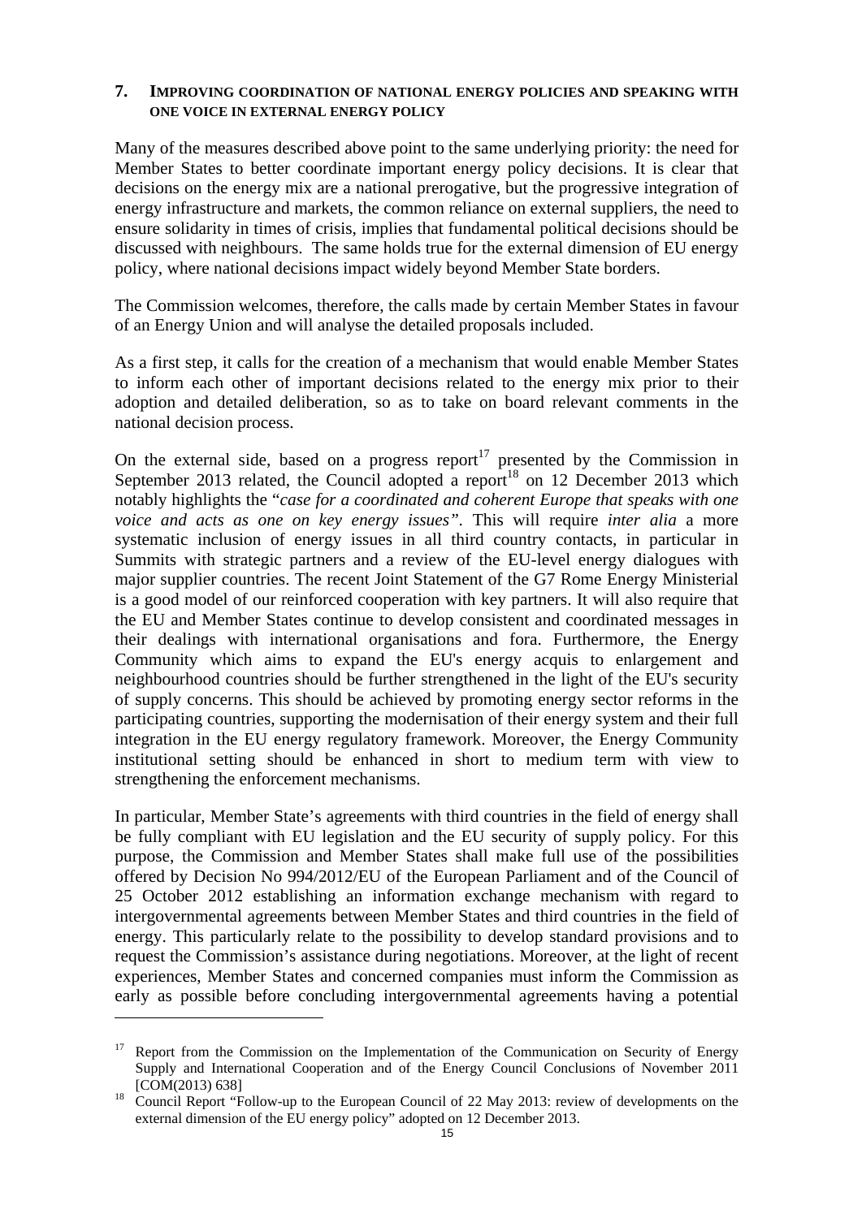## 7. IMPROVING COORDINATION OF NATIONAL ENERGY POLICIES AND SPEAKING WITH ONE VOICE IN EXTERNAL ENERGY POLICY

Many of the measures described above point to the same underlying priority: the need for Member States to better coordinate important energy policy decisions. It is clear that decisions on the energy mix are a national prerogative, but the progressive integration of energy infrastructure and markets, the common reliance on external suppliers, the need to ensure solidarity in times of crisis, implies that fundamental political decisions should be discussed with neighbours. The same holds true for the external dimension of EU energy policy, where national decisions impact widely beyond Member State borders.

The Commission welcomes, therefore, the calls made by certain Member States in favour of an Energy Union and will analyse the detailed proposals included.

As a first step, it calls for the creation of a mechanism that would enable Member States to inform each other of important decisions related to the energy mix prior to their adoption and detailed deliberation, so as to take on board relevant comments in the national decision process.

On the external side, based on a progress report[17] presented by the Commission in September 2013 related, the Council adopted a report[18] on 12 December 2013 which notably highlights the "*case for a coordinated and coherent Europe that speaks with one voice and acts as one on key energy issues*". This will require *inter alia* a more systematic inclusion of energy issues in all third country contacts, in particular in Summits with strategic partners and a review of the EU-level energy dialogues with major supplier countries. The recent Joint Statement of the G7 Rome Energy Ministerial is a good model of our reinforced cooperation with key partners. It will also require that the EU and Member States continue to develop consistent and coordinated messages in their dealings with international organisations and fora. Furthermore, the Energy Community which aims to expand the EU's energy acquis to enlargement and neighbourhood countries should be further strengthened in the light of the EU's security of supply concerns. This should be achieved by promoting energy sector reforms in the participating countries, supporting the modernisation of their energy system and their full integration in the EU energy regulatory framework. Moreover, the Energy Community institutional setting should be enhanced in short to medium term with view to strengthening the enforcement mechanisms.

In particular, Member State's agreements with third countries in the field of energy shall be fully compliant with EU legislation and the EU security of supply policy. For this purpose, the Commission and Member States shall make full use of the possibilities offered by Decision No 994/2012/EU of the European Parliament and of the Council of 25 October 2012 establishing an information exchange mechanism with regard to intergovernmental agreements between Member States and third countries in the field of energy. This particularly relate to the possibility to develop standard provisions and to request the Commission's assistance during negotiations. Moreover, at the light of recent experiences, Member States and concerned companies must inform the Commission as early as possible before concluding intergovernmental agreements having a potential

---

[17] Report from the Commission on the Implementation of the Communication on Security of Energy Supply and International Cooperation and of the Energy Council Conclusions of November 2011 [COM(2013) 638]

[18] Council Report "Follow-up to the European Council of 22 May 2013: review of developments on the external dimension of the EU energy policy" adopted on 12 December 2013.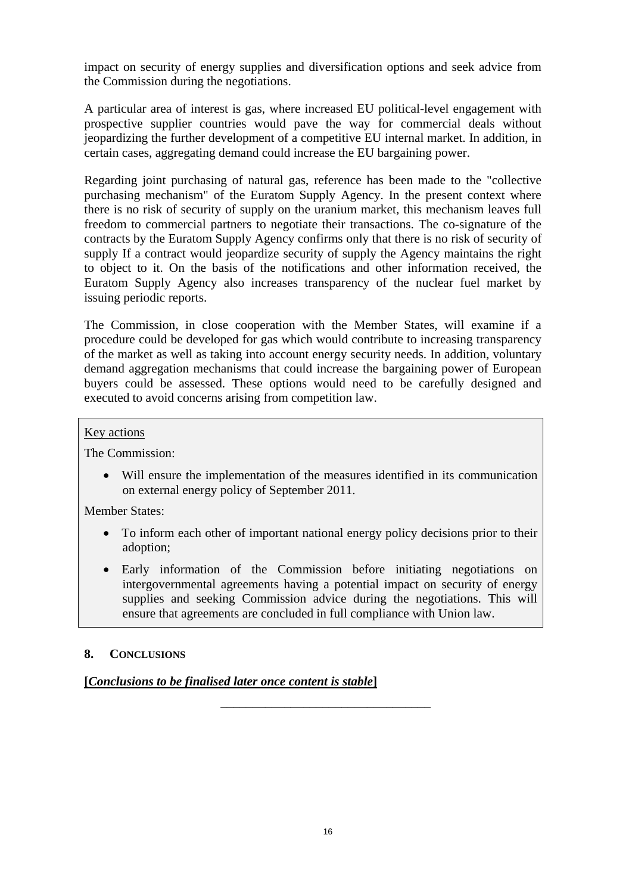impact on security of energy supplies and diversification options and seek advice from the Commission during the negotiations.

A particular area of interest is gas, where increased EU political-level engagement with prospective supplier countries would pave the way for commercial deals without jeopardizing the further development of a competitive EU internal market. In addition, in certain cases, aggregating demand could increase the EU bargaining power.

Regarding joint purchasing of natural gas, reference has been made to the "collective purchasing mechanism" of the Euratom Supply Agency. In the present context where there is no risk of security of supply on the uranium market, this mechanism leaves full freedom to commercial partners to negotiate their transactions. The co-signature of the contracts by the Euratom Supply Agency confirms only that there is no risk of security of supply If a contract would jeopardize security of supply the Agency maintains the right to object to it. On the basis of the notifications and other information received, the Euratom Supply Agency also increases transparency of the nuclear fuel market by issuing periodic reports.

The Commission, in close cooperation with the Member States, will examine if a procedure could be developed for gas which would contribute to increasing transparency of the market as well as taking into account energy security needs. In addition, voluntary demand aggregation mechanisms that could increase the bargaining power of European buyers could be assessed. These options would need to be carefully designed and executed to avoid concerns arising from competition law.

Key actions

The Commission:

- Will ensure the implementation of the measures identified in its communication on external energy policy of September 2011.

Member States:

- To inform each other of important national energy policy decisions prior to their adoption;
- Early information of the Commission before initiating negotiations on intergovernmental agreements having a potential impact on security of energy supplies and seeking Commission advice during the negotiations. This will ensure that agreements are concluded in full compliance with Union law.

## 8. CONCLUSIONS

**[*Conclusions to be finalised later once content is stable*]**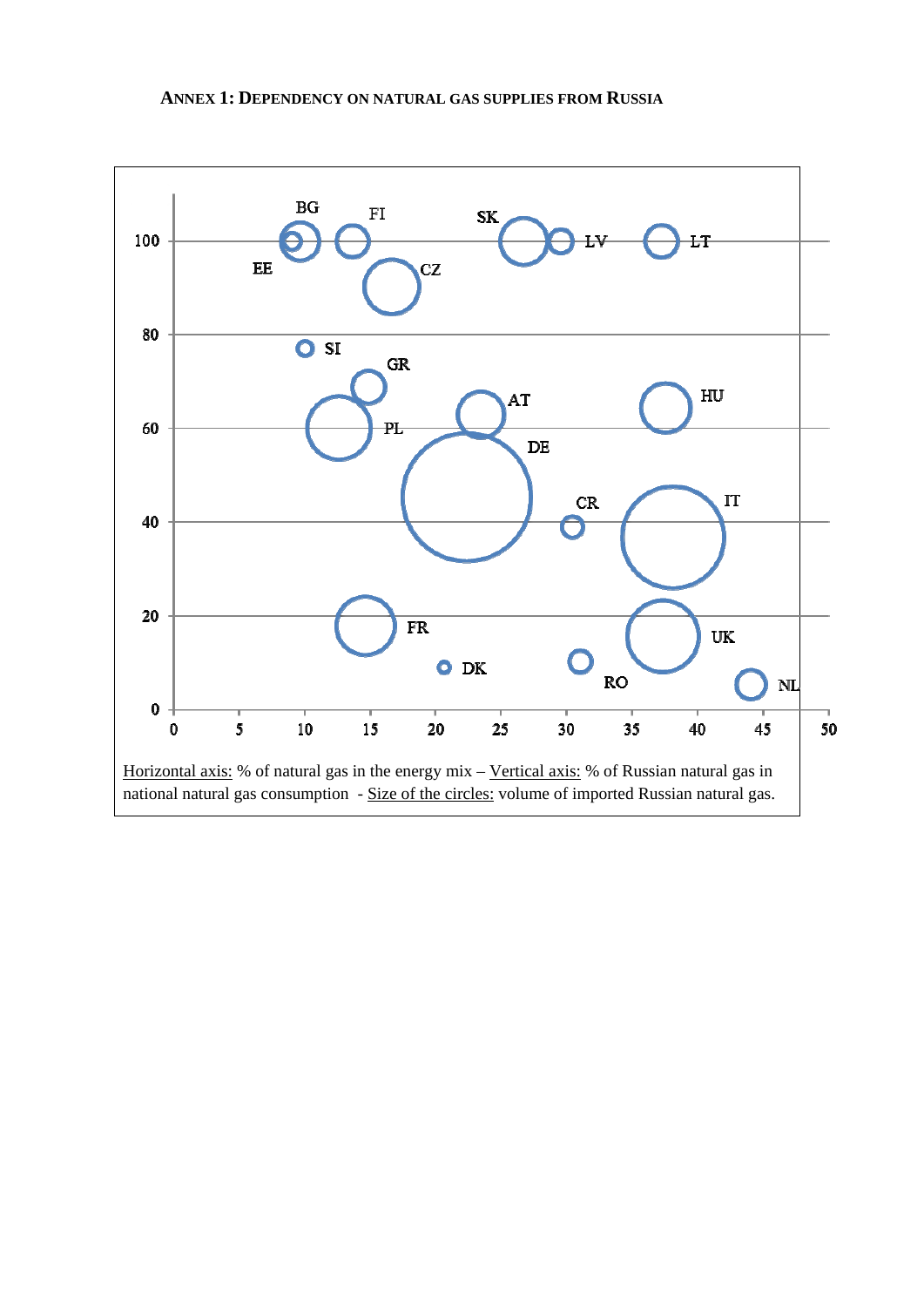## ANNEX 1: DEPENDENCY ON NATURAL GAS SUPPLIES FROM RUSSIA

Horizontal axis: % of natural gas in the energy mix – Vertical axis: % of Russian natural gas in national natural gas consumption - Size of the circles: volume of imported Russian natural gas.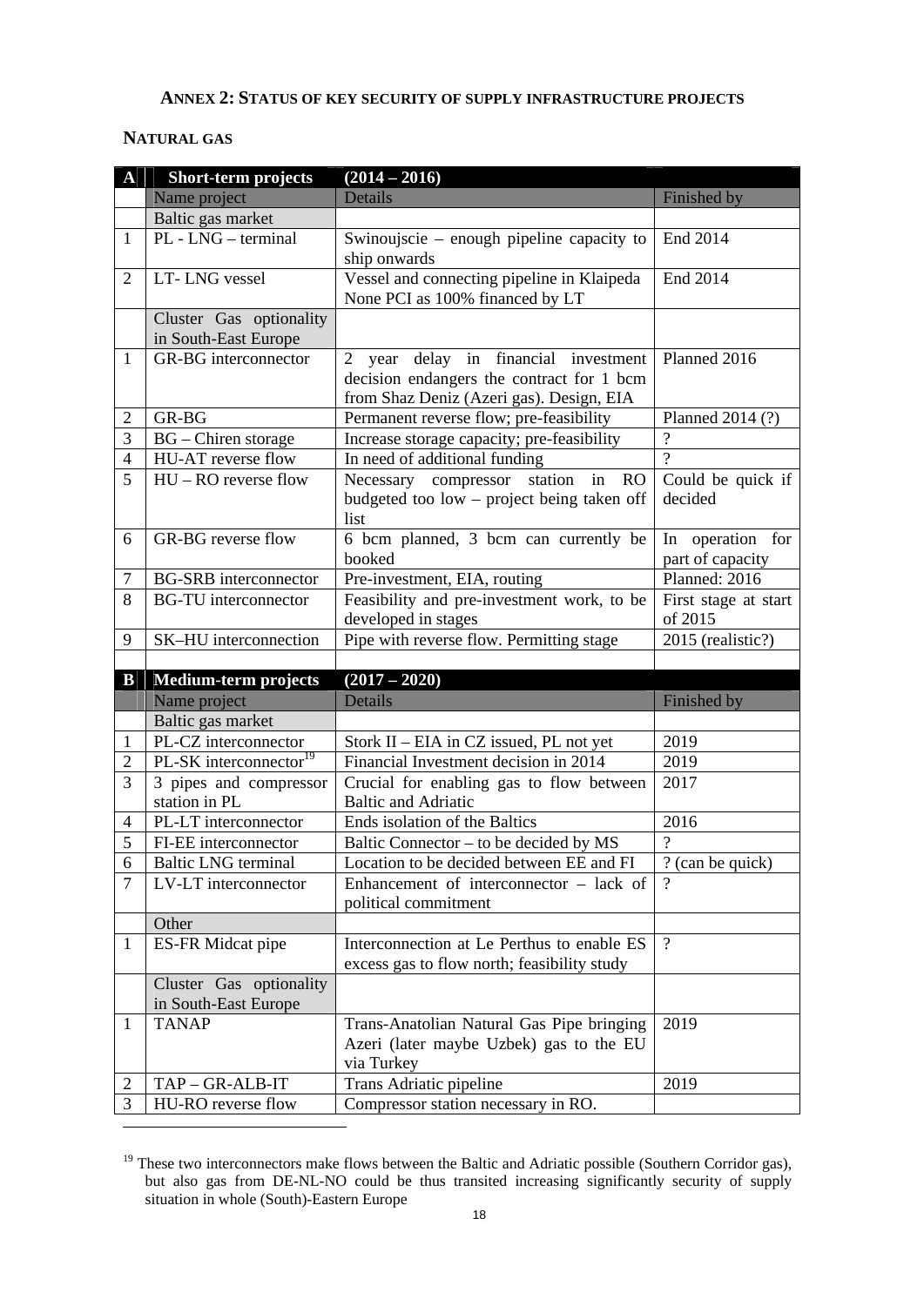## ANNEX 2: STATUS OF KEY SECURITY OF SUPPLY INFRASTRUCTURE PROJECTS

### NATURAL GAS

| A | Short-term projects | (2014 – 2016) | |
|---|---|---|---|
| | Name project | Details | Finished by |
| | Baltic gas market | | |
| 1 | PL - LNG – terminal | Swinoujscie – enough pipeline capacity to ship onwards | End 2014 |
| 2 | LT- LNG vessel | Vessel and connecting pipeline in Klaipeda None PCI as 100% financed by LT | End 2014 |
| | Cluster Gas optionality in South-East Europe | | |
| 1 | GR-BG interconnector | 2 year delay in financial investment decision endangers the contract for 1 bcm from Shaz Deniz (Azeri gas). Design, EIA | Planned 2016 |
| 2 | GR-BG | Permanent reverse flow; pre-feasibility | Planned 2014 (?) |
| 3 | BG – Chiren storage | Increase storage capacity; pre-feasibility | ? |
| 4 | HU-AT reverse flow | In need of additional funding | ? |
| 5 | HU – RO reverse flow | Necessary compressor station in RO budgeted too low – project being taken off list | Could be quick if decided |
| 6 | GR-BG reverse flow | 6 bcm planned, 3 bcm can currently be booked | In operation for part of capacity |
| 7 | BG-SRB interconnector | Pre-investment, EIA, routing | Planned: 2016 |
| 8 | BG-TU interconnector | Feasibility and pre-investment work, to be developed in stages | First stage at start of 2015 |
| 9 | SK–HU interconnection | Pipe with reverse flow. Permitting stage | 2015 (realistic?) |
| | | | |
| **B** | **Medium-term projects** | **(2017 – 2020)** | |
| | Name project | Details | Finished by |
| | Baltic gas market | | |
| 1 | PL-CZ interconnector | Stork II – EIA in CZ issued, PL not yet | 2019 |
| 2 | PL-SK interconnector[19] | Financial Investment decision in 2014 | 2019 |
| 3 | 3 pipes and compressor station in PL | Crucial for enabling gas to flow between Baltic and Adriatic | 2017 |
| 4 | PL-LT interconnector | Ends isolation of the Baltics | 2016 |
| 5 | FI-EE interconnector | Baltic Connector – to be decided by MS | ? |
| 6 | Baltic LNG terminal | Location to be decided between EE and FI | ? (can be quick) |
| 7 | LV-LT interconnector | Enhancement of interconnector – lack of political commitment | ? |
| | Other | | |
| 1 | ES-FR Midcat pipe | Interconnection at Le Perthus to enable ES excess gas to flow north; feasibility study | ? |
| | Cluster Gas optionality in South-East Europe | | |
| 1 | TANAP | Trans-Anatolian Natural Gas Pipe bringing Azeri (later maybe Uzbek) gas to the EU via Turkey | 2019 |
| 2 | TAP – GR-ALB-IT | Trans Adriatic pipeline | 2019 |
| 3 | HU-RO reverse flow | Compressor station necessary in RO. | |

[19] These two interconnectors make flows between the Baltic and Adriatic possible (Southern Corridor gas), but also gas from DE-NL-NO could be thus transited increasing significantly security of supply situation in whole (South)-Eastern Europe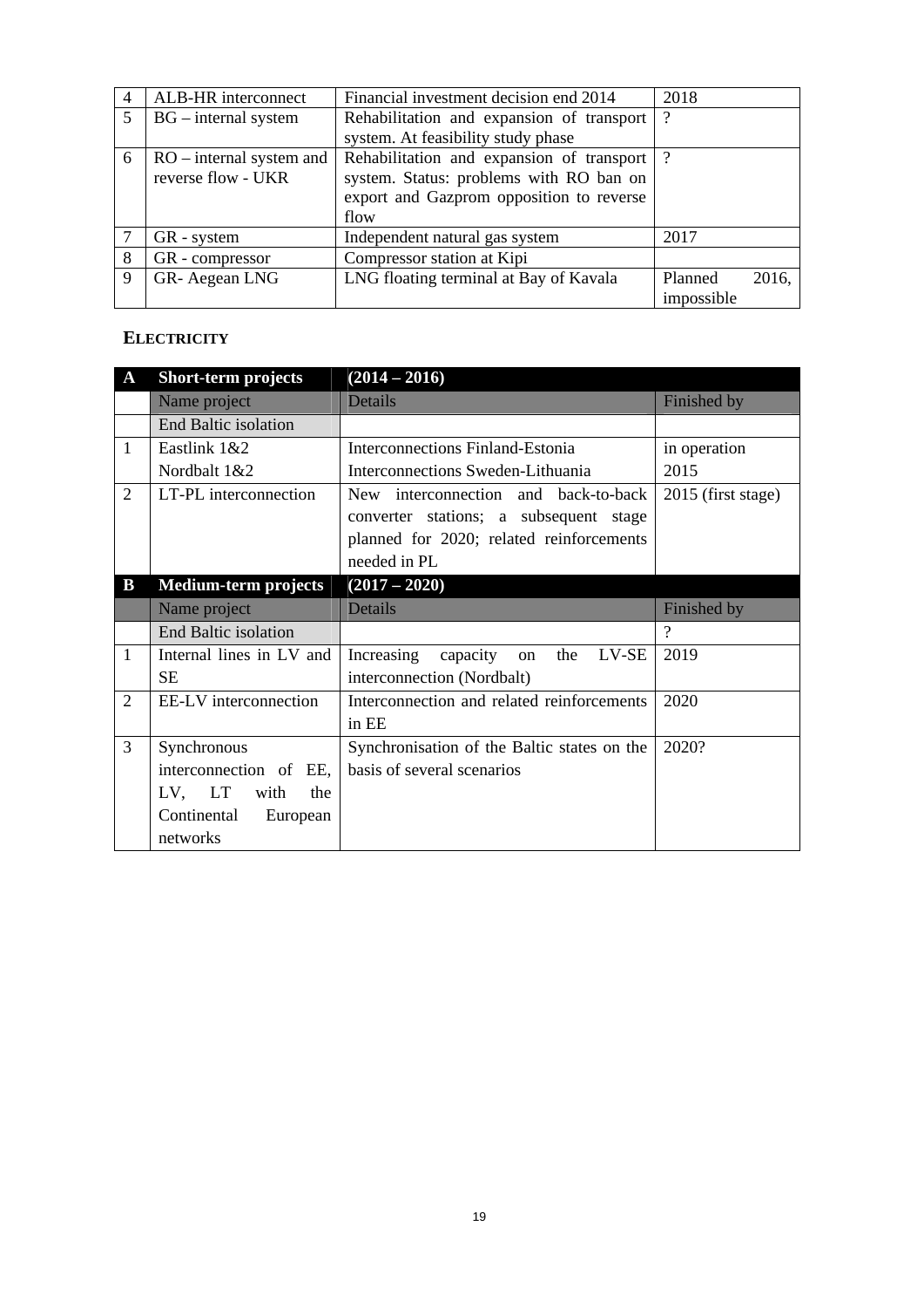| | | | |
|---|---|---|---|
| 4 | ALB-HR interconnect | Financial investment decision end 2014 | 2018 |
| 5 | BG – internal system | Rehabilitation and expansion of transport system. At feasibility study phase | ? |
| 6 | RO – internal system and reverse flow - UKR | Rehabilitation and expansion of transport system. Status: problems with RO ban on export and Gazprom opposition to reverse flow | ? |
| 7 | GR - system | Independent natural gas system | 2017 |
| 8 | GR - compressor | Compressor station at Kipi | |
| 9 | GR- Aegean LNG | LNG floating terminal at Bay of Kavala | Planned 2016, impossible |

**ELECTRICITY**

| **A** | **Short-term projects** | **(2014 – 2016)** | |
|---|---|---|---|
| | Name project | Details | Finished by |
| | End Baltic isolation | | |
| 1 | Eastlink 1&2<br>Nordbalt 1&2 | Interconnections Finland-Estonia<br>Interconnections Sweden-Lithuania | in operation<br>2015 |
| 2 | LT-PL interconnection | New interconnection and back-to-back converter stations; a subsequent stage planned for 2020; related reinforcements needed in PL | 2015 (first stage) |
| **B** | **Medium-term projects** | **(2017 – 2020)** | |
| | Name project | Details | Finished by |
| | End Baltic isolation | | ? |
| 1 | Internal lines in LV and SE | Increasing capacity on the LV-SE interconnection (Nordbalt) | 2019 |
| 2 | EE-LV interconnection | Interconnection and related reinforcements in EE | 2020 |
| 3 | Synchronous interconnection of EE, LV, LT with the Continental European networks | Synchronisation of the Baltic states on the basis of several scenarios | 2020? |